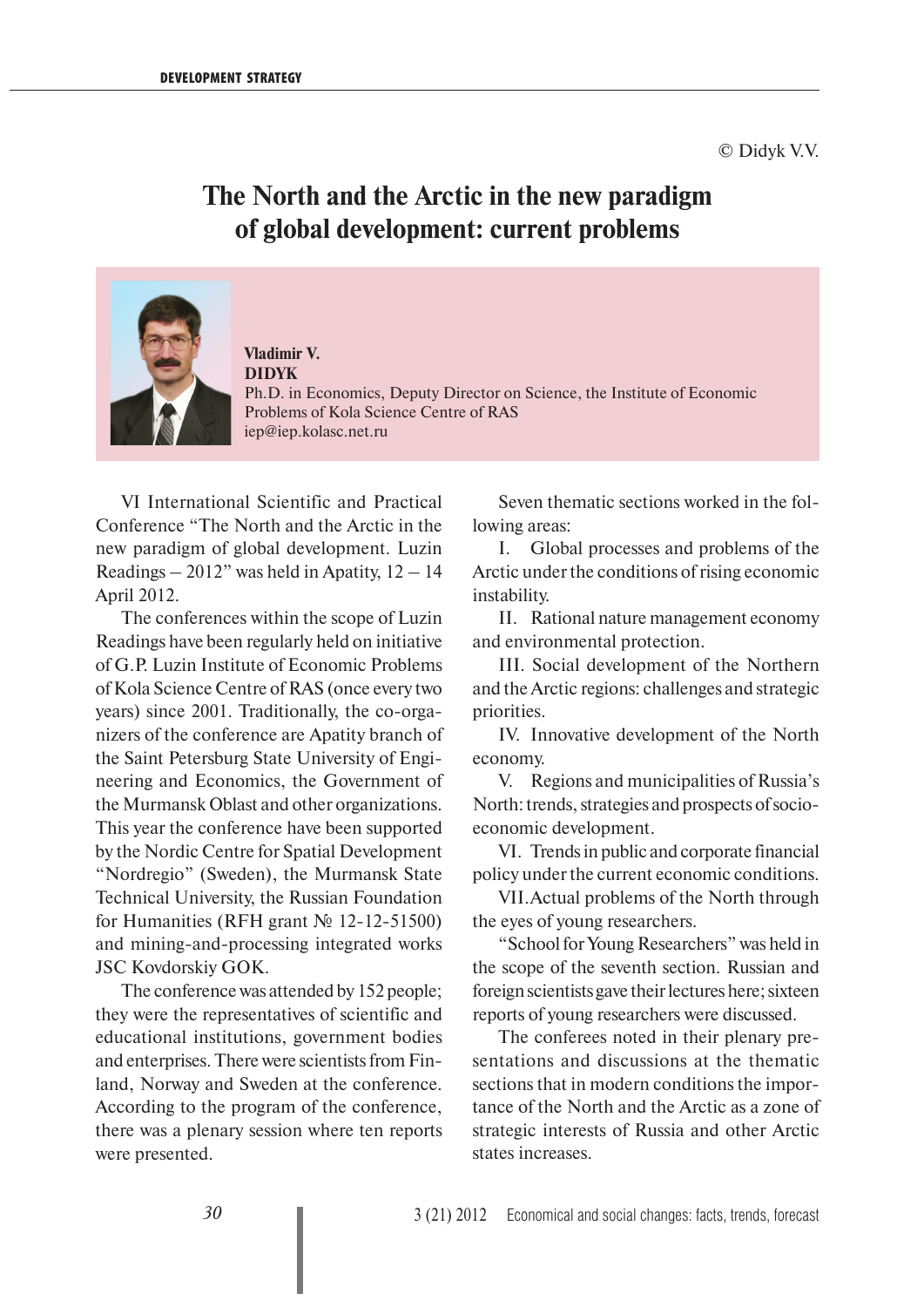© Didyk V.V.

# The North and the Arctic in the new paradigm of global development: current problems

**Vladimir V. DIDYK**
Ph.D. in Economics, Deputy Director on Science, the Institute of Economic Problems of Kola Science Centre of RAS
iep@iep.kolasc.net.ru

VI International Scientific and Practical Conference "The North and the Arctic in the new paradigm of global development. Luzin Readings – 2012" was held in Apatity, 12 – 14 April 2012.

The conferences within the scope of Luzin Readings have been regularly held on initiative of G.P. Luzin Institute of Economic Problems of Kola Science Centre of RAS (once every two years) since 2001. Traditionally, the co-organizers of the conference are Apatity branch of the Saint Petersburg State University of Engineering and Economics, the Government of the Murmansk Oblast and other organizations. This year the conference have been supported by the Nordic Centre for Spatial Development "Nordregio" (Sweden), the Murmansk State Technical University, the Russian Foundation for Humanities (RFH grant № 12-12-51500) and mining-and-processing integrated works JSC Kovdorskiy GOK.

The conference was attended by 152 people; they were the representatives of scientific and educational institutions, government bodies and enterprises. There were scientists from Finland, Norway and Sweden at the conference. According to the program of the conference, there was a plenary session where ten reports were presented.

Seven thematic sections worked in the following areas:

I. Global processes and problems of the Arctic under the conditions of rising economic instability.

II. Rational nature management economy and environmental protection.

III. Social development of the Northern and the Arctic regions: challenges and strategic priorities.

IV. Innovative development of the North economy.

V. Regions and municipalities of Russia's North: trends, strategies and prospects of socio-economic development.

VI. Trends in public and corporate financial policy under the current economic conditions.

VII. Actual problems of the North through the eyes of young researchers.

"School for Young Researchers" was held in the scope of the seventh section. Russian and foreign scientists gave their lectures here; sixteen reports of young researchers were discussed.

The conferees noted in their plenary presentations and discussions at the thematic sections that in modern conditions the importance of the North and the Arctic as a zone of strategic interests of Russia and other Arctic states increases.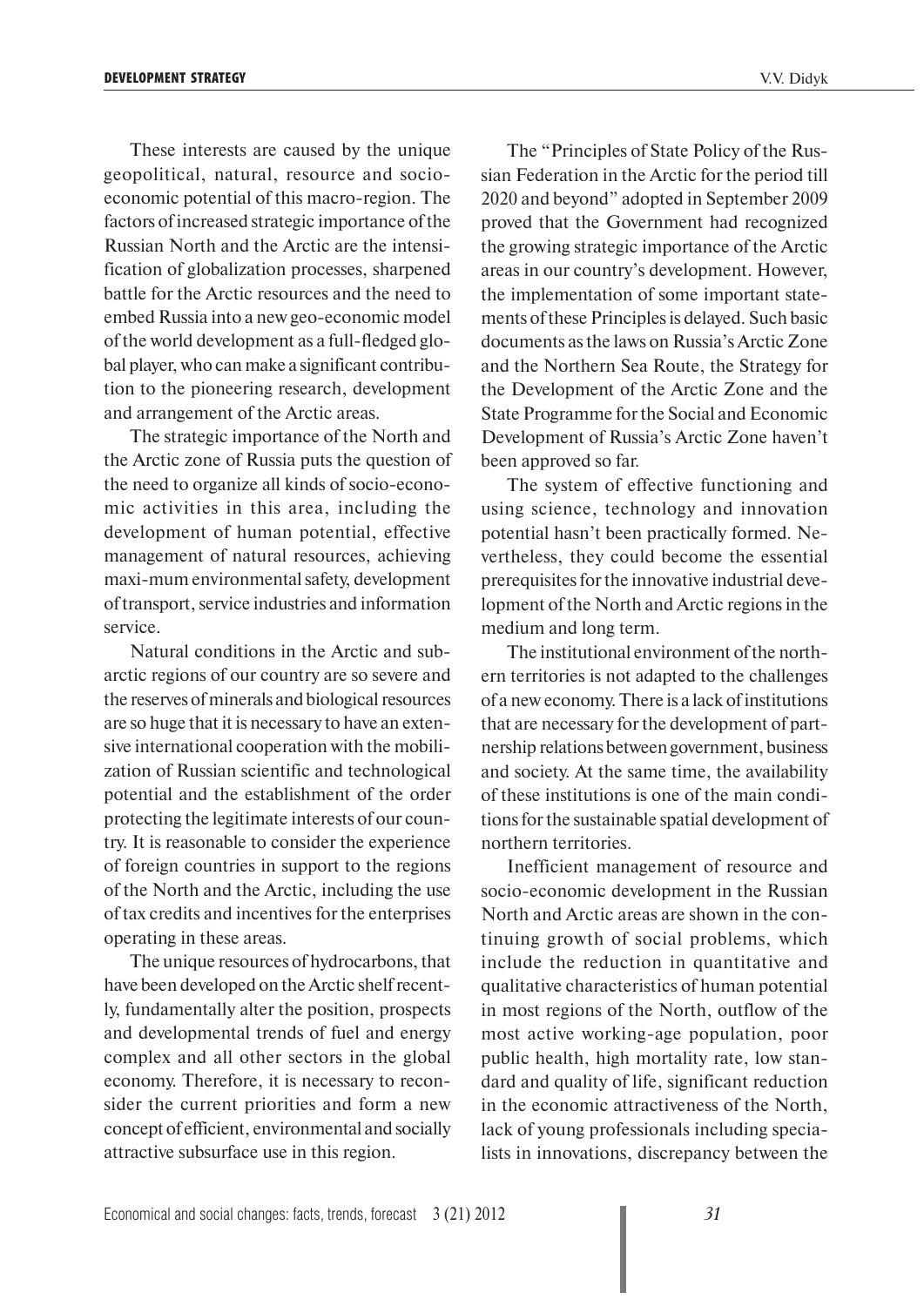These interests are caused by the unique geopolitical, natural, resource and socio-economic potential of this macro-region. The factors of increased strategic importance of the Russian North and the Arctic are the intensification of globalization processes, sharpened battle for the Arctic resources and the need to embed Russia into a new geo-economic model of the world development as a full-fledged global player, who can make a significant contribution to the pioneering research, development and arrangement of the Arctic areas.

The strategic importance of the North and the Arctic zone of Russia puts the question of the need to organize all kinds of socio-economic activities in this area, including the development of human potential, effective management of natural resources, achieving maxi-mum environmental safety, development of transport, service industries and information service.

Natural conditions in the Arctic and subarctic regions of our country are so severe and the reserves of minerals and biological resources are so huge that it is necessary to have an extensive international cooperation with the mobilization of Russian scientific and technological potential and the establishment of the order protecting the legitimate interests of our country. It is reasonable to consider the experience of foreign countries in support to the regions of the North and the Arctic, including the use of tax credits and incentives for the enterprises operating in these areas.

The unique resources of hydrocarbons, that have been developed on the Arctic shelf recently, fundamentally alter the position, prospects and developmental trends of fuel and energy complex and all other sectors in the global economy. Therefore, it is necessary to reconsider the current priorities and form a new concept of efficient, environmental and socially attractive subsurface use in this region.

The "Principles of State Policy of the Russian Federation in the Arctic for the period till 2020 and beyond" adopted in September 2009 proved that the Government had recognized the growing strategic importance of the Arctic areas in our country's development. However, the implementation of some important statements of these Principles is delayed. Such basic documents as the laws on Russia's Arctic Zone and the Northern Sea Route, the Strategy for the Development of the Arctic Zone and the State Programme for the Social and Economic Development of Russia's Arctic Zone haven't been approved so far.

The system of effective functioning and using science, technology and innovation potential hasn't been practically formed. Nevertheless, they could become the essential prerequisites for the innovative industrial development of the North and Arctic regions in the medium and long term.

The institutional environment of the northern territories is not adapted to the challenges of a new economy. There is a lack of institutions that are necessary for the development of partnership relations between government, business and society. At the same time, the availability of these institutions is one of the main conditions for the sustainable spatial development of northern territories.

Inefficient management of resource and socio-economic development in the Russian North and Arctic areas are shown in the continuing growth of social problems, which include the reduction in quantitative and qualitative characteristics of human potential in most regions of the North, outflow of the most active working-age population, poor public health, high mortality rate, low standard and quality of life, significant reduction in the economic attractiveness of the North, lack of young professionals including specialists in innovations, discrepancy between the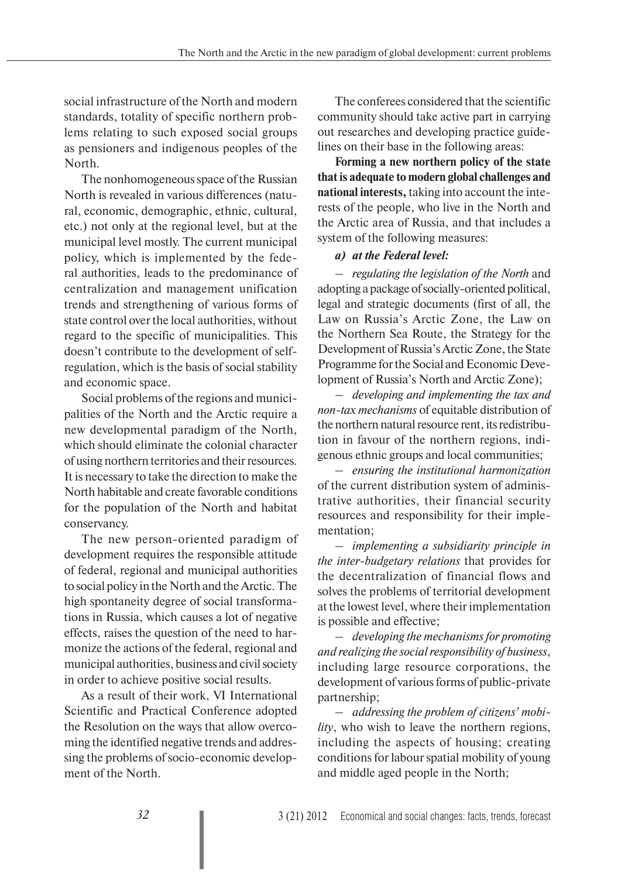social infrastructure of the North and modern standards, totality of specific northern problems relating to such exposed social groups as pensioners and indigenous peoples of the North.

The nonhomogeneous space of the Russian North is revealed in various differences (natural, economic, demographic, ethnic, cultural, etc.) not only at the regional level, but at the municipal level mostly. The current municipal policy, which is implemented by the federal authorities, leads to the predominance of centralization and management unification trends and strengthening of various forms of state control over the local authorities, without regard to the specific of municipalities. This doesn't contribute to the development of self-regulation, which is the basis of social stability and economic space.

Social problems of the regions and municipalities of the North and the Arctic require a new developmental paradigm of the North, which should eliminate the colonial character of using northern territories and their resources. It is necessary to take the direction to make the North habitable and create favorable conditions for the population of the North and habitat conservancy.

The new person-oriented paradigm of development requires the responsible attitude of federal, regional and municipal authorities to social policy in the North and the Arctic. The high spontaneity degree of social transformations in Russia, which causes a lot of negative effects, raises the question of the need to harmonize the actions of the federal, regional and municipal authorities, business and civil society in order to achieve positive social results.

As a result of their work, VI International Scientific and Practical Conference adopted the Resolution on the ways that allow overcoming the identified negative trends and addressing the problems of socio-economic development of the North.

The conferees considered that the scientific community should take active part in carrying out researches and developing practice guidelines on their base in the following areas:

**Forming a new northern policy of the state that is adequate to modern global challenges and national interests,** taking into account the interests of the people, who live in the North and the Arctic area of Russia, and that includes a system of the following measures:

***a) at the Federal level:***

– *regulating the legislation of the North* and adopting a package of socially-oriented political, legal and strategic documents (first of all, the Law on Russia's Arctic Zone, the Law on the Northern Sea Route, the Strategy for the Development of Russia's Arctic Zone, the State Programme for the Social and Economic Development of Russia's North and Arctic Zone);

– *developing and implementing the tax and non-tax mechanisms* of equitable distribution of the northern natural resource rent, its redistribution in favour of the northern regions, indigenous ethnic groups and local communities;

– *ensuring the institutional harmonization* of the current distribution system of administrative authorities, their financial security resources and responsibility for their implementation;

– *implementing a subsidiarity principle in the inter-budgetary relations* that provides for the decentralization of financial flows and solves the problems of territorial development at the lowest level, where their implementation is possible and effective;

– *developing the mechanisms for promoting and realizing the social responsibility of business*, including large resource corporations, the development of various forms of public-private partnership;

– *addressing the problem of citizens' mobility*, who wish to leave the northern regions, including the aspects of housing; creating conditions for labour spatial mobility of young and middle aged people in the North;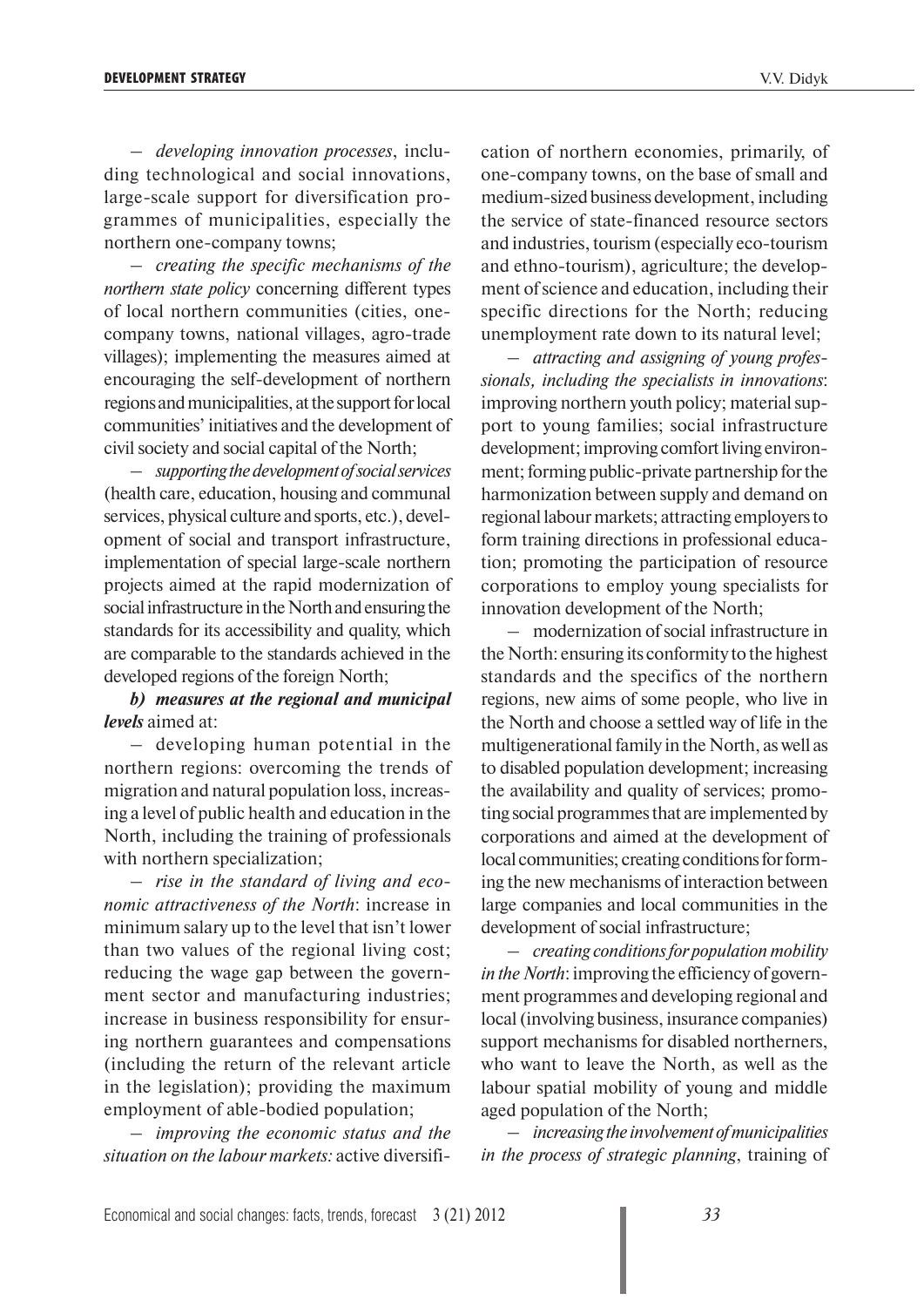– *developing innovation processes*, including technological and social innovations, large-scale support for diversification programmes of municipalities, especially the northern one-company towns;

– *creating the specific mechanisms of the northern state policy* concerning different types of local northern communities (cities, one-company towns, national villages, agro-trade villages); implementing the measures aimed at encouraging the self-development of northern regions and municipalities, at the support for local communities' initiatives and the development of civil society and social capital of the North;

– *supporting the development of social services* (health care, education, housing and communal services, physical culture and sports, etc.), development of social and transport infrastructure, implementation of special large-scale northern projects aimed at the rapid modernization of social infrastructure in the North and ensuring the standards for its accessibility and quality, which are comparable to the standards achieved in the developed regions of the foreign North;

***b) measures at the regional and municipal levels*** aimed at:

– developing human potential in the northern regions: overcoming the trends of migration and natural population loss, increasing a level of public health and education in the North, including the training of professionals with northern specialization;

– *rise in the standard of living and economic attractiveness of the North*: increase in minimum salary up to the level that isn't lower than two values of the regional living cost; reducing the wage gap between the government sector and manufacturing industries; increase in business responsibility for ensuring northern guarantees and compensations (including the return of the relevant article in the legislation); providing the maximum employment of able-bodied population;

– *improving the economic status and the situation on the labour markets:* active diversification of northern economies, primarily, of one-company towns, on the base of small and medium-sized business development, including the service of state-financed resource sectors and industries, tourism (especially eco-tourism and ethno-tourism), agriculture; the development of science and education, including their specific directions for the North; reducing unemployment rate down to its natural level;

– *attracting and assigning of young professionals, including the specialists in innovations*: improving northern youth policy; material support to young families; social infrastructure development; improving comfort living environment; forming public-private partnership for the harmonization between supply and demand on regional labour markets; attracting employers to form training directions in professional education; promoting the participation of resource corporations to employ young specialists for innovation development of the North;

– modernization of social infrastructure in the North: ensuring its conformity to the highest standards and the specifics of the northern regions, new aims of some people, who live in the North and choose a settled way of life in the multigenerational family in the North, as well as to disabled population development; increasing the availability and quality of services; promoting social programmes that are implemented by corporations and aimed at the development of local communities; creating conditions for forming the new mechanisms of interaction between large companies and local communities in the development of social infrastructure;

– *creating conditions for population mobility in the North*: improving the efficiency of government programmes and developing regional and local (involving business, insurance companies) support mechanisms for disabled northerners, who want to leave the North, as well as the labour spatial mobility of young and middle aged population of the North;

– *increasing the involvement of municipalities in the process of strategic planning*, training of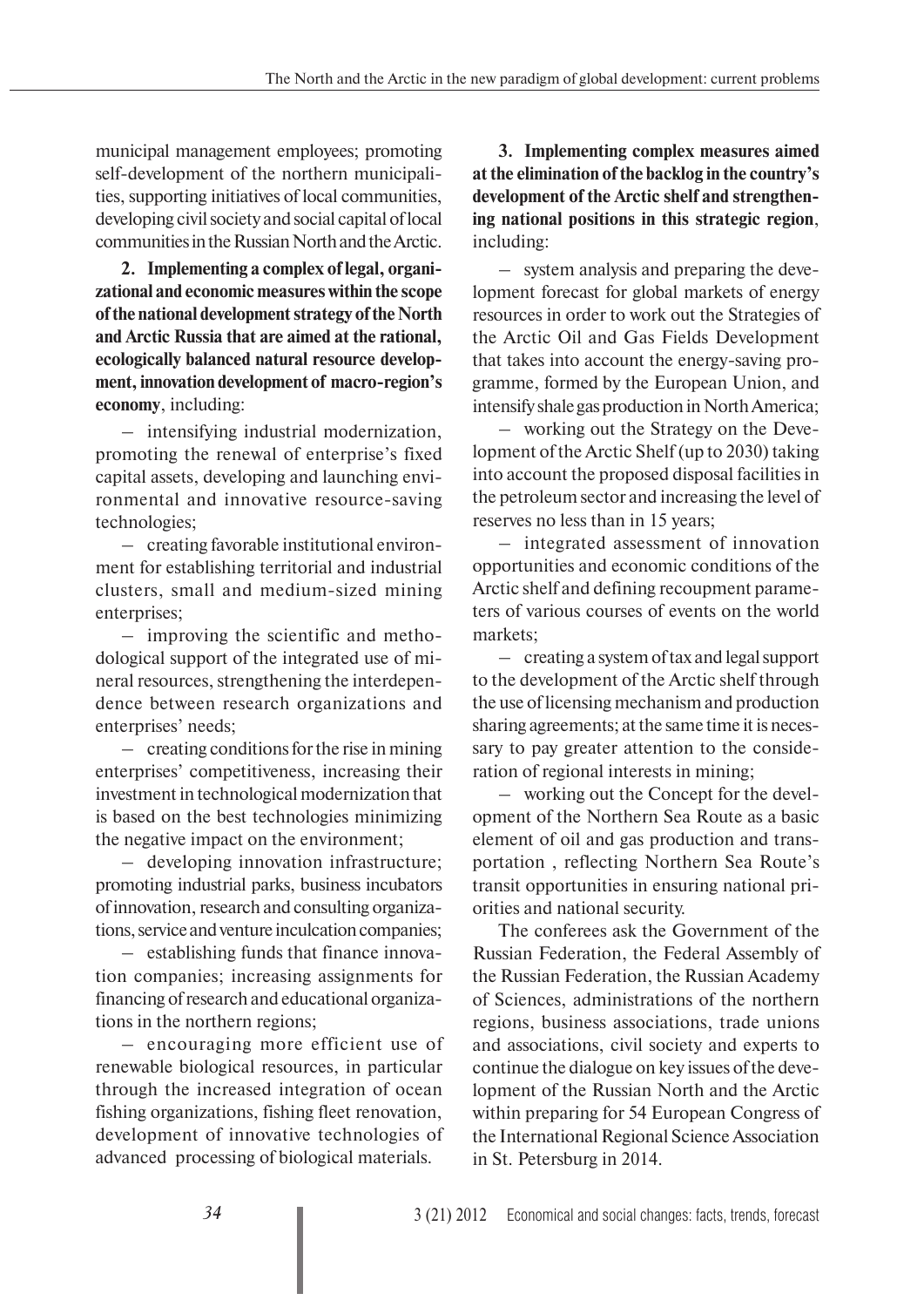municipal management employees; promoting self-development of the northern municipalities, supporting initiatives of local communities, developing civil society and social capital of local communities in the Russian North and the Arctic.

**2. Implementing a complex of legal, organizational and economic measures within the scope of the national development strategy of the North and Arctic Russia that are aimed at the rational, ecologically balanced natural resource development, innovation development of macro-region's economy**, including:

– intensifying industrial modernization, promoting the renewal of enterprise's fixed capital assets, developing and launching environmental and innovative resource-saving technologies;

– creating favorable institutional environment for establishing territorial and industrial clusters, small and medium-sized mining enterprises;

– improving the scientific and methodological support of the integrated use of mineral resources, strengthening the interdependence between research organizations and enterprises' needs;

– creating conditions for the rise in mining enterprises' competitiveness, increasing their investment in technological modernization that is based on the best technologies minimizing the negative impact on the environment;

– developing innovation infrastructure; promoting industrial parks, business incubators of innovation, research and consulting organizations, service and venture inculcation companies;

– establishing funds that finance innovation companies; increasing assignments for financing of research and educational organizations in the northern regions;

– encouraging more efficient use of renewable biological resources, in particular through the increased integration of ocean fishing organizations, fishing fleet renovation, development of innovative technologies of advanced processing of biological materials.

**3. Implementing complex measures aimed at the elimination of the backlog in the country's development of the Arctic shelf and strengthening national positions in this strategic region**, including:

– system analysis and preparing the development forecast for global markets of energy resources in order to work out the Strategies of the Arctic Oil and Gas Fields Development that takes into account the energy-saving programme, formed by the European Union, and intensify shale gas production in North America;

– working out the Strategy on the Development of the Arctic Shelf (up to 2030) taking into account the proposed disposal facilities in the petroleum sector and increasing the level of reserves no less than in 15 years;

– integrated assessment of innovation opportunities and economic conditions of the Arctic shelf and defining recoupment parameters of various courses of events on the world markets;

– creating a system of tax and legal support to the development of the Arctic shelf through the use of licensing mechanism and production sharing agreements; at the same time it is necessary to pay greater attention to the consideration of regional interests in mining;

– working out the Concept for the development of the Northern Sea Route as a basic element of oil and gas production and transportation , reflecting Northern Sea Route's transit opportunities in ensuring national priorities and national security.

The conferees ask the Government of the Russian Federation, the Federal Assembly of the Russian Federation, the Russian Academy of Sciences, administrations of the northern regions, business associations, trade unions and associations, civil society and experts to continue the dialogue on key issues of the development of the Russian North and the Arctic within preparing for 54 European Congress of the International Regional Science Association in St. Petersburg in 2014.